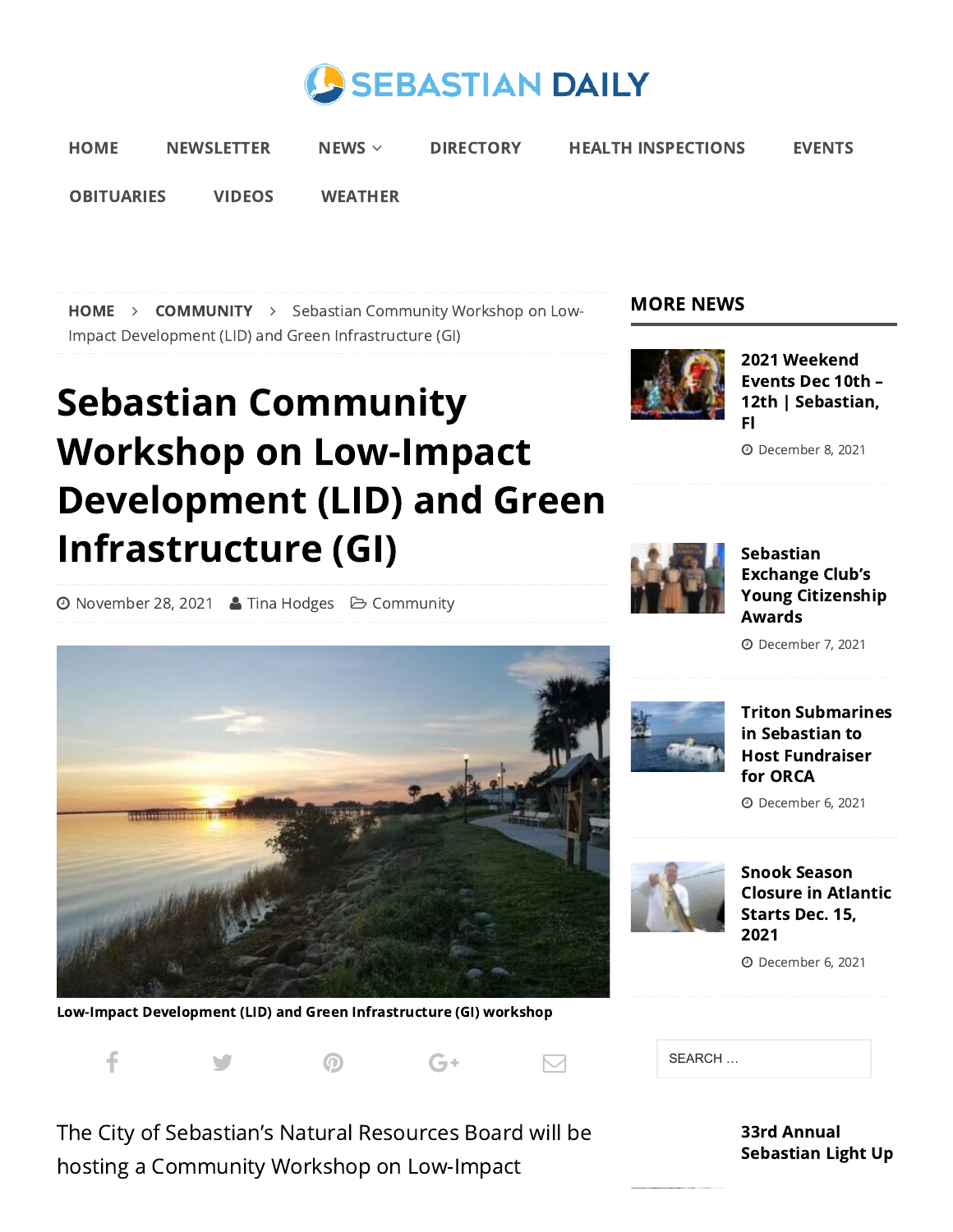# SEBASTIAN DAILY

HOME NEWSLETTER NEWS DIRECTORY HEALTH INSPECTIONS EVENTS OBITUARIES VIDEOS WEATHER

HOME > COMMUNITY > Sebastian Community Workshop on Low-Impact Development (LID) and Green Infrastructure (GI)

# Sebastian Community Workshop on Low-Impact Development (LID) and Green Infrastructure (GI)

November 28, 2021 Tina Hodges Community

**Low-Impact Development (LID) and Green Infrastructure (GI) workshop**

The City of Sebastian's Natural Resources Board will be hosting a Community Workshop on Low-Impact

## MORE NEWS

**2021 Weekend Events Dec 10th – 12th | Sebastian, Fl**
December 8, 2021

**Sebastian Exchange Club's Young Citizenship Awards**
December 7, 2021

**Triton Submarines in Sebastian to Host Fundraiser for ORCA**
December 6, 2021

**Snook Season Closure in Atlantic Starts Dec. 15, 2021**
December 6, 2021

SEARCH ...

**33rd Annual Sebastian Light Up**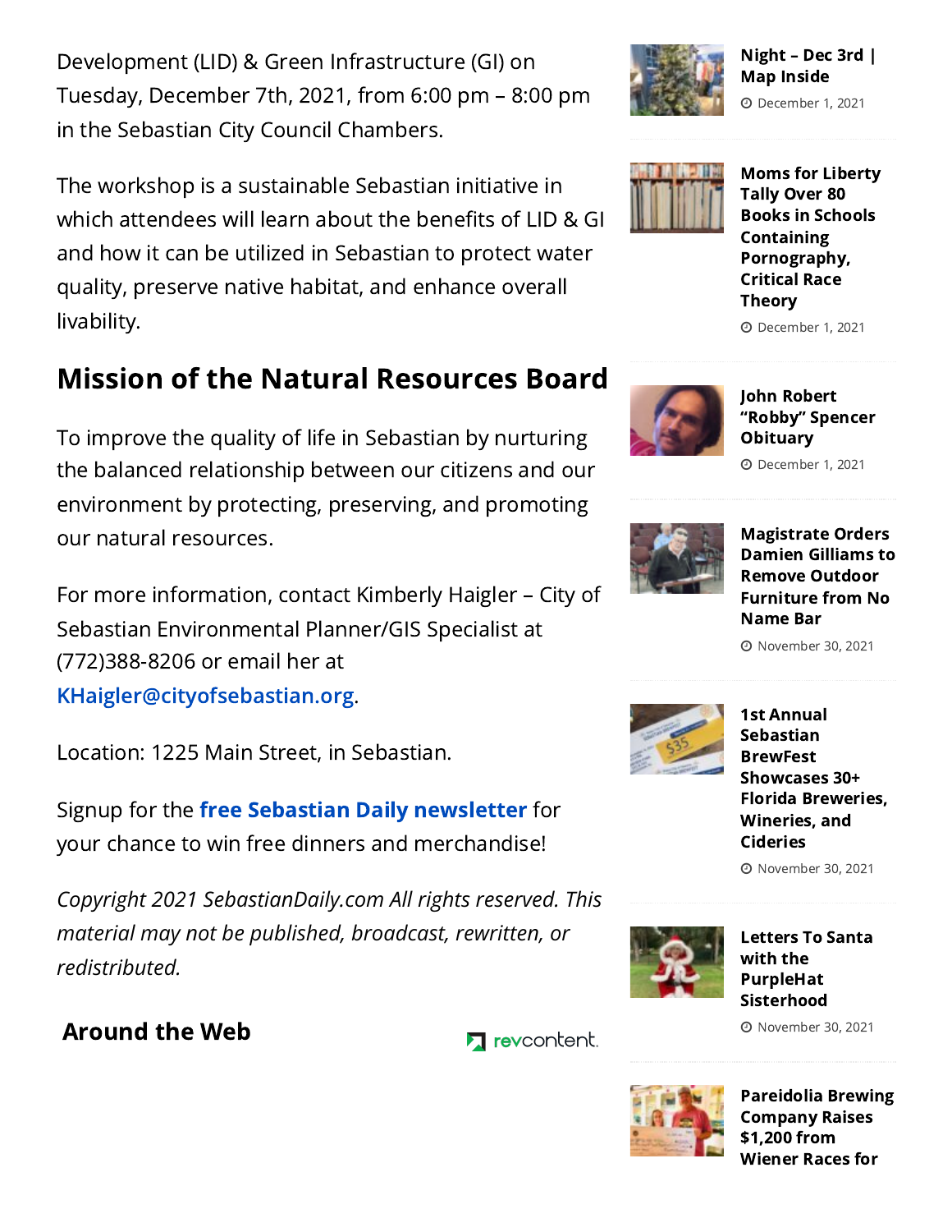Development (LID) & Green Infrastructure (GI) on Tuesday, December 7th, 2021, from 6:00 pm – 8:00 pm in the Sebastian City Council Chambers.

The workshop is a sustainable Sebastian initiative in which attendees will learn about the benefits of LID & GI and how it can be utilized in Sebastian to protect water quality, preserve native habitat, and enhance overall livability.

## Mission of the Natural Resources Board

To improve the quality of life in Sebastian by nurturing the balanced relationship between our citizens and our environment by protecting, preserving, and promoting our natural resources.

For more information, contact Kimberly Haigler – City of Sebastian Environmental Planner/GIS Specialist at (772)388-8206 or email her at KHaigler@cityofsebastian.org.

Location: 1225 Main Street, in Sebastian.

Signup for the **free Sebastian Daily newsletter** for your chance to win free dinners and merchandise!

*Copyright 2021 SebastianDaily.com All rights reserved. This material may not be published, broadcast, rewritten, or redistributed.*

### Around the Web

revcontent

**Night – Dec 3rd | Map Inside**
December 1, 2021

**Moms for Liberty Tally Over 80 Books in Schools Containing Pornography, Critical Race Theory**
December 1, 2021

**John Robert "Robby" Spencer Obituary**
December 1, 2021

**Magistrate Orders Damien Gilliams to Remove Outdoor Furniture from No Name Bar**
November 30, 2021

**1st Annual Sebastian BrewFest Showcases 30+ Florida Breweries, Wineries, and Cideries**
November 30, 2021

**Letters To Santa with the PurpleHat Sisterhood**
November 30, 2021

**Pareidolia Brewing Company Raises $1,200 from Wiener Races for**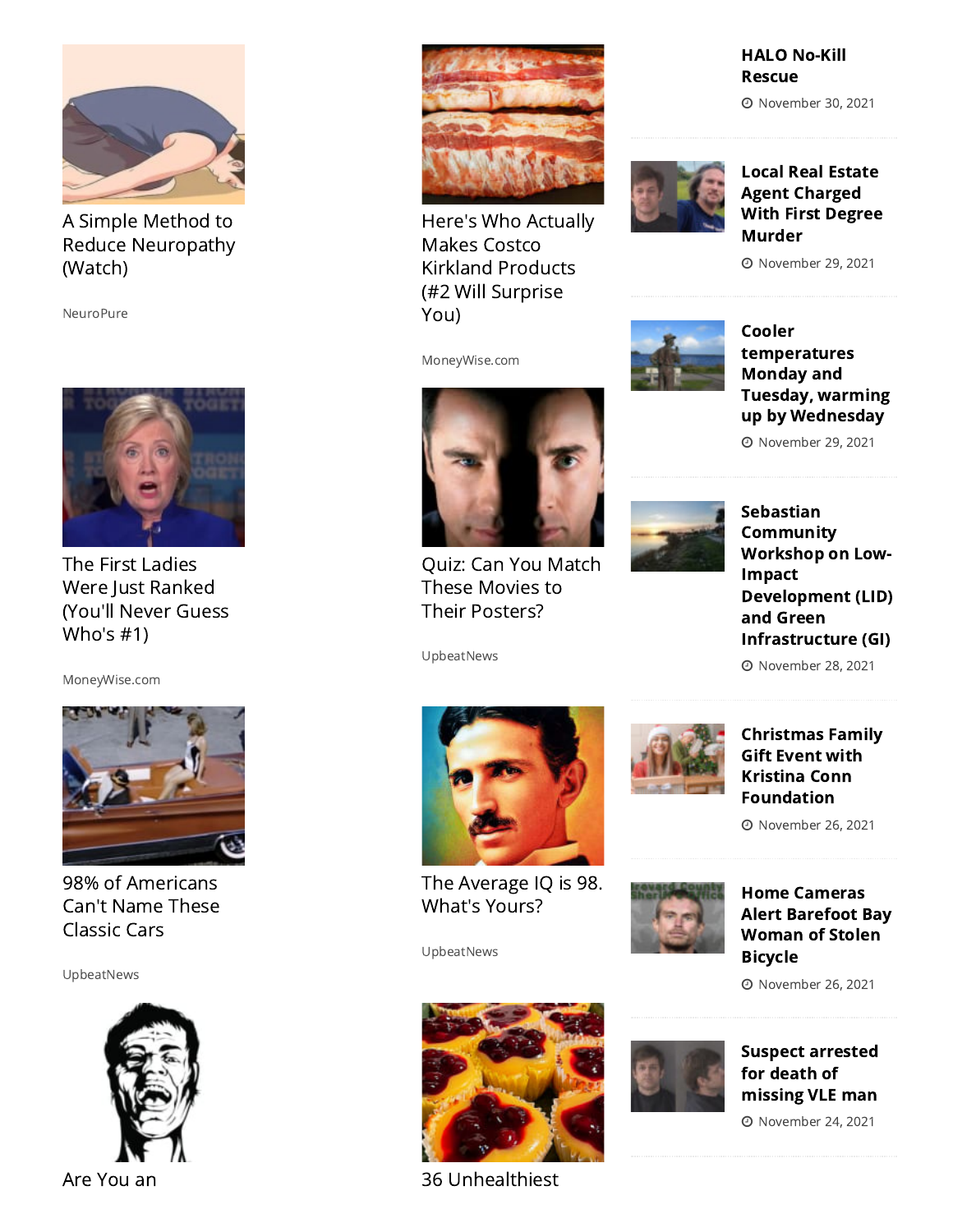A Simple Method to Reduce Neuropathy (Watch)

NeuroPure

Here's Who Actually Makes Costco Kirkland Products (#2 Will Surprise You)

MoneyWise.com

The First Ladies Were Just Ranked (You'll Never Guess Who's #1)

MoneyWise.com

Quiz: Can You Match These Movies to Their Posters?

UpbeatNews

98% of Americans Can't Name These Classic Cars

UpbeatNews

The Average IQ is 98. What's Yours?

UpbeatNews

Are You an

36 Unhealthiest

**HALO No-Kill Rescue**

November 30, 2021

**Local Real Estate Agent Charged With First Degree Murder**

November 29, 2021

**Cooler temperatures Monday and Tuesday, warming up by Wednesday**

November 29, 2021

**Sebastian Community Workshop on Low-Impact Development (LID) and Green Infrastructure (GI)**

November 28, 2021

**Christmas Family Gift Event with Kristina Conn Foundation**

November 26, 2021

**Home Cameras Alert Barefoot Bay Woman of Stolen Bicycle**

November 26, 2021

**Suspect arrested for death of missing VLE man**

November 24, 2021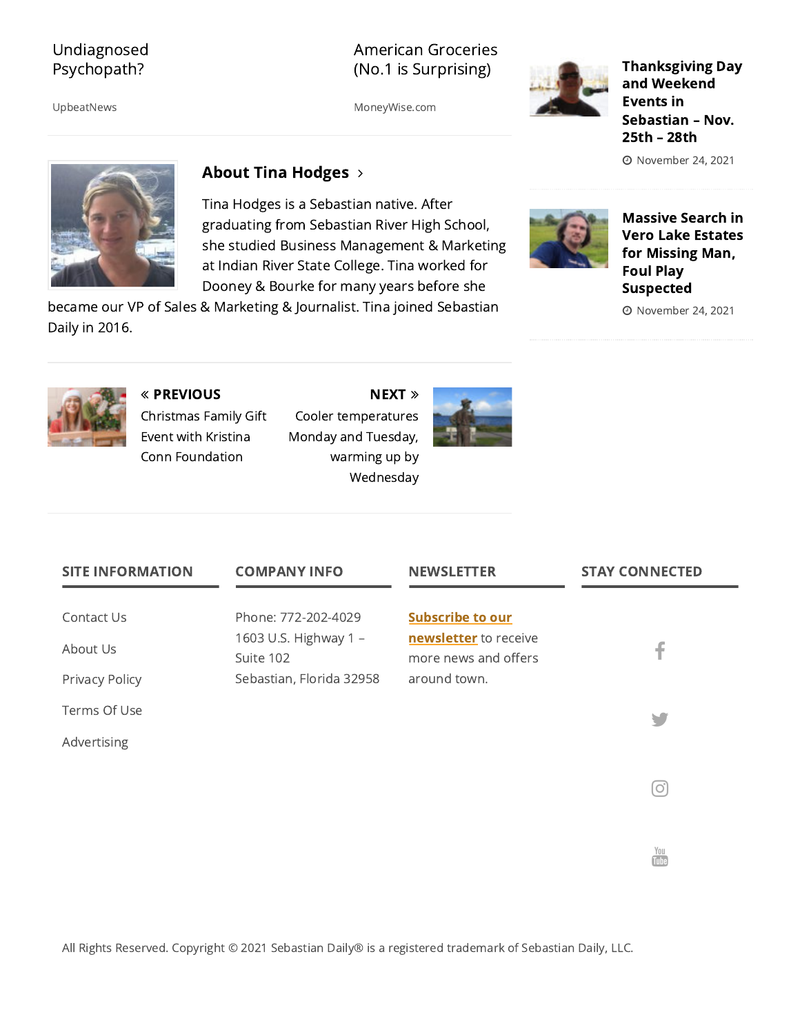Undiagnosed Psychopath?

UpbeatNews

American Groceries (No.1 is Surprising)

MoneyWise.com

## About Tina Hodges ›

Tina Hodges is a Sebastian native. After graduating from Sebastian River High School, she studied Business Management & Marketing at Indian River State College. Tina worked for Dooney & Bourke for many years before she became our VP of Sales & Marketing & Journalist. Tina joined Sebastian Daily in 2016.

**« PREVIOUS**
Christmas Family Gift Event with Kristina Conn Foundation

**NEXT »**
Cooler temperatures Monday and Tuesday, warming up by Wednesday

**Thanksgiving Day and Weekend Events in Sebastian – Nov. 25th – 28th**

November 24, 2021

**Massive Search in Vero Lake Estates for Missing Man, Foul Play Suspected**

November 24, 2021

### SITE INFORMATION

- Contact Us
- About Us
- Privacy Policy
- Terms Of Use
- Advertising

### COMPANY INFO

Phone: 772-202-4029
1603 U.S. Highway 1 – Suite 102
Sebastian, Florida 32958

### NEWSLETTER

Subscribe to our newsletter to receive more news and offers around town.

### STAY CONNECTED

All Rights Reserved. Copyright © 2021 Sebastian Daily® is a registered trademark of Sebastian Daily, LLC.